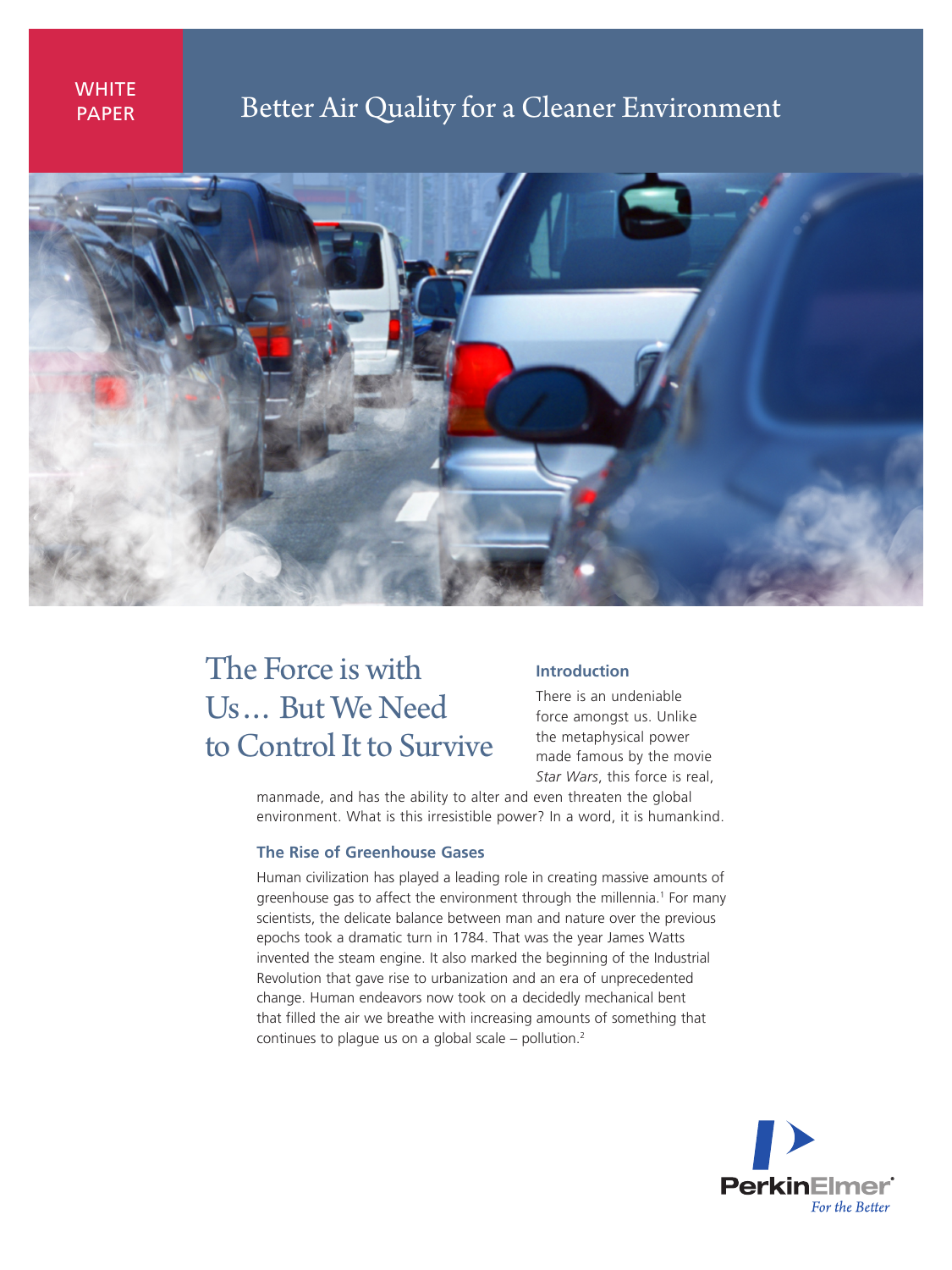WHITE PAPER

# Better Air Quality for a Cleaner Environment

## The Force is with Us… But We Need to Control It to Survive

### Introduction

There is an undeniable force amongst us. Unlike the metaphysical power made famous by the movie *Star Wars*, this force is real, manmade, and has the ability to alter and even threaten the global environment. What is this irresistible power? In a word, it is humankind.

### The Rise of Greenhouse Gases

Human civilization has played a leading role in creating massive amounts of greenhouse gas to affect the environment through the millennia.[1] For many scientists, the delicate balance between man and nature over the previous epochs took a dramatic turn in 1784. That was the year James Watts invented the steam engine. It also marked the beginning of the Industrial Revolution that gave rise to urbanization and an era of unprecedented change. Human endeavors now took on a decidedly mechanical bent that filled the air we breathe with increasing amounts of something that continues to plague us on a global scale – pollution.[2]

PerkinElmer®
*For the Better*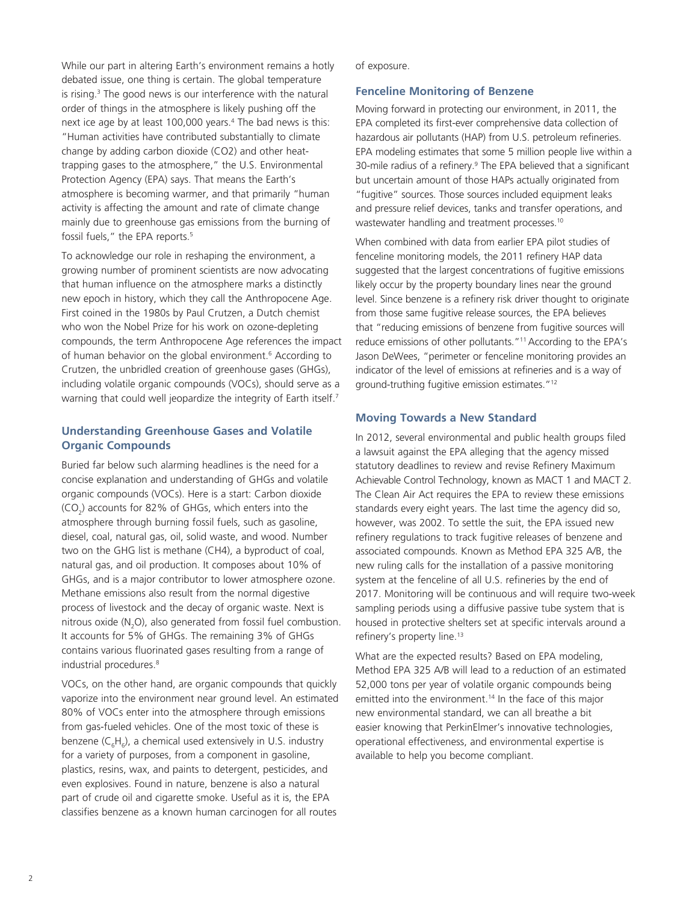While our part in altering Earth's environment remains a hotly debated issue, one thing is certain. The global temperature is rising.[3] The good news is our interference with the natural order of things in the atmosphere is likely pushing off the next ice age by at least 100,000 years.[4] The bad news is this: "Human activities have contributed substantially to climate change by adding carbon dioxide (CO2) and other heat-trapping gases to the atmosphere," the U.S. Environmental Protection Agency (EPA) says. That means the Earth's atmosphere is becoming warmer, and that primarily "human activity is affecting the amount and rate of climate change mainly due to greenhouse gas emissions from the burning of fossil fuels," the EPA reports.[5]

To acknowledge our role in reshaping the environment, a growing number of prominent scientists are now advocating that human influence on the atmosphere marks a distinctly new epoch in history, which they call the Anthropocene Age. First coined in the 1980s by Paul Crutzen, a Dutch chemist who won the Nobel Prize for his work on ozone-depleting compounds, the term Anthropocene Age references the impact of human behavior on the global environment.[6] According to Crutzen, the unbridled creation of greenhouse gases (GHGs), including volatile organic compounds (VOCs), should serve as a warning that could well jeopardize the integrity of Earth itself.[7]

### Understanding Greenhouse Gases and Volatile Organic Compounds

Buried far below such alarming headlines is the need for a concise explanation and understanding of GHGs and volatile organic compounds (VOCs). Here is a start: Carbon dioxide ($CO_2$) accounts for 82% of GHGs, which enters into the atmosphere through burning fossil fuels, such as gasoline, diesel, coal, natural gas, oil, solid waste, and wood. Number two on the GHG list is methane (CH4), a byproduct of coal, natural gas, and oil production. It composes about 10% of GHGs, and is a major contributor to lower atmosphere ozone. Methane emissions also result from the normal digestive process of livestock and the decay of organic waste. Next is nitrous oxide ($N_2O$), also generated from fossil fuel combustion. It accounts for 5% of GHGs. The remaining 3% of GHGs contains various fluorinated gases resulting from a range of industrial procedures.[8]

VOCs, on the other hand, are organic compounds that quickly vaporize into the environment near ground level. An estimated 80% of VOCs enter into the atmosphere through emissions from gas-fueled vehicles. One of the most toxic of these is benzene ($C_6H_6$), a chemical used extensively in U.S. industry for a variety of purposes, from a component in gasoline, plastics, resins, wax, and paints to detergent, pesticides, and even explosives. Found in nature, benzene is also a natural part of crude oil and cigarette smoke. Useful as it is, the EPA classifies benzene as a known human carcinogen for all routes of exposure.

### Fenceline Monitoring of Benzene

Moving forward in protecting our environment, in 2011, the EPA completed its first-ever comprehensive data collection of hazardous air pollutants (HAP) from U.S. petroleum refineries. EPA modeling estimates that some 5 million people live within a 30-mile radius of a refinery.[9] The EPA believed that a significant but uncertain amount of those HAPs actually originated from "fugitive" sources. Those sources included equipment leaks and pressure relief devices, tanks and transfer operations, and wastewater handling and treatment processes.[10]

When combined with data from earlier EPA pilot studies of fenceline monitoring models, the 2011 refinery HAP data suggested that the largest concentrations of fugitive emissions likely occur by the property boundary lines near the ground level. Since benzene is a refinery risk driver thought to originate from those same fugitive release sources, the EPA believes that "reducing emissions of benzene from fugitive sources will reduce emissions of other pollutants."[11] According to the EPA's Jason DeWees, "perimeter or fenceline monitoring provides an indicator of the level of emissions at refineries and is a way of ground-truthing fugitive emission estimates."[12]

### Moving Towards a New Standard

In 2012, several environmental and public health groups filed a lawsuit against the EPA alleging that the agency missed statutory deadlines to review and revise Refinery Maximum Achievable Control Technology, known as MACT 1 and MACT 2. The Clean Air Act requires the EPA to review these emissions standards every eight years. The last time the agency did so, however, was 2002. To settle the suit, the EPA issued new refinery regulations to track fugitive releases of benzene and associated compounds. Known as Method EPA 325 A/B, the new ruling calls for the installation of a passive monitoring system at the fenceline of all U.S. refineries by the end of 2017. Monitoring will be continuous and will require two-week sampling periods using a diffusive passive tube system that is housed in protective shelters set at specific intervals around a refinery's property line.[13]

What are the expected results? Based on EPA modeling, Method EPA 325 A/B will lead to a reduction of an estimated 52,000 tons per year of volatile organic compounds being emitted into the environment.[14] In the face of this major new environmental standard, we can all breathe a bit easier knowing that PerkinElmer's innovative technologies, operational effectiveness, and environmental expertise is available to help you become compliant.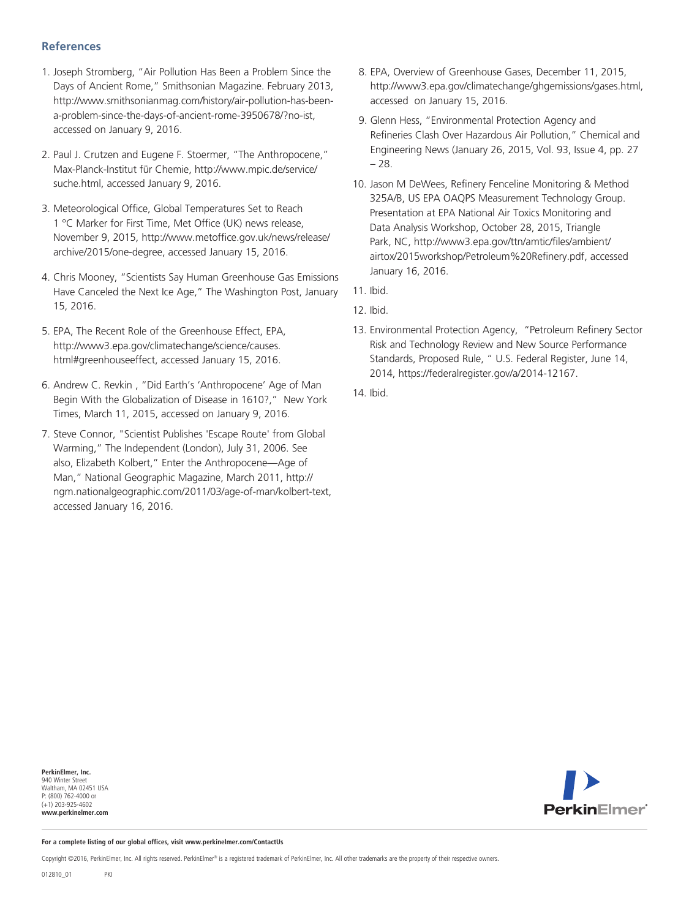## References

1. Joseph Stromberg, "Air Pollution Has Been a Problem Since the Days of Ancient Rome," Smithsonian Magazine. February 2013, http://www.smithsonianmag.com/history/air-pollution-has-been-a-problem-since-the-days-of-ancient-rome-3950678/?no-ist, accessed on January 9, 2016.

2. Paul J. Crutzen and Eugene F. Stoermer, "The Anthropocene," Max-Planck-Institut für Chemie, http://www.mpic.de/service/suche.html, accessed January 9, 2016.

3. Meteorological Office, Global Temperatures Set to Reach 1 °C Marker for First Time, Met Office (UK) news release, November 9, 2015, http://www.metoffice.gov.uk/news/release/archive/2015/one-degree, accessed January 15, 2016.

4. Chris Mooney, "Scientists Say Human Greenhouse Gas Emissions Have Canceled the Next Ice Age," The Washington Post, January 15, 2016.

5. EPA, The Recent Role of the Greenhouse Effect, EPA, http://www3.epa.gov/climatechange/science/causes.html#greenhouseeffect, accessed January 15, 2016.

6. Andrew C. Revkin , "Did Earth's 'Anthropocene' Age of Man Begin With the Globalization of Disease in 1610?," New York Times, March 11, 2015, accessed on January 9, 2016.

7. Steve Connor, "Scientist Publishes 'Escape Route' from Global Warming," The Independent (London), July 31, 2006. See also, Elizabeth Kolbert," Enter the Anthropocene—Age of Man," National Geographic Magazine, March 2011, http://ngm.nationalgeographic.com/2011/03/age-of-man/kolbert-text, accessed January 16, 2016.

8. EPA, Overview of Greenhouse Gases, December 11, 2015, http://www3.epa.gov/climatechange/ghgemissions/gases.html, accessed on January 15, 2016.

9. Glenn Hess, "Environmental Protection Agency and Refineries Clash Over Hazardous Air Pollution," Chemical and Engineering News (January 26, 2015, Vol. 93, Issue 4, pp. 27 – 28.

10. Jason M DeWees, Refinery Fenceline Monitoring & Method 325A/B, US EPA OAQPS Measurement Technology Group. Presentation at EPA National Air Toxics Monitoring and Data Analysis Workshop, October 28, 2015, Triangle Park, NC, http://www3.epa.gov/ttn/amtic/files/ambient/airtox/2015workshop/Petroleum%20Refinery.pdf, accessed January 16, 2016.

11. Ibid.

12. Ibid.

13. Environmental Protection Agency, "Petroleum Refinery Sector Risk and Technology Review and New Source Performance Standards, Proposed Rule, " U.S. Federal Register, June 14, 2014, https://federalregister.gov/a/2014-12167.

14. Ibid.

**PerkinElmer, Inc.**
940 Winter Street
Waltham, MA 02451 USA
P: (800) 762-4000 or
(+1) 203-925-4602
**www.perkinelmer.com**

**For a complete listing of our global offices, visit www.perkinelmer.com/ContactUs**

Copyright ©2016, PerkinElmer, Inc. All rights reserved. PerkinElmer® is a registered trademark of PerkinElmer, Inc. All other trademarks are the property of their respective owners.

012810_01 PKI